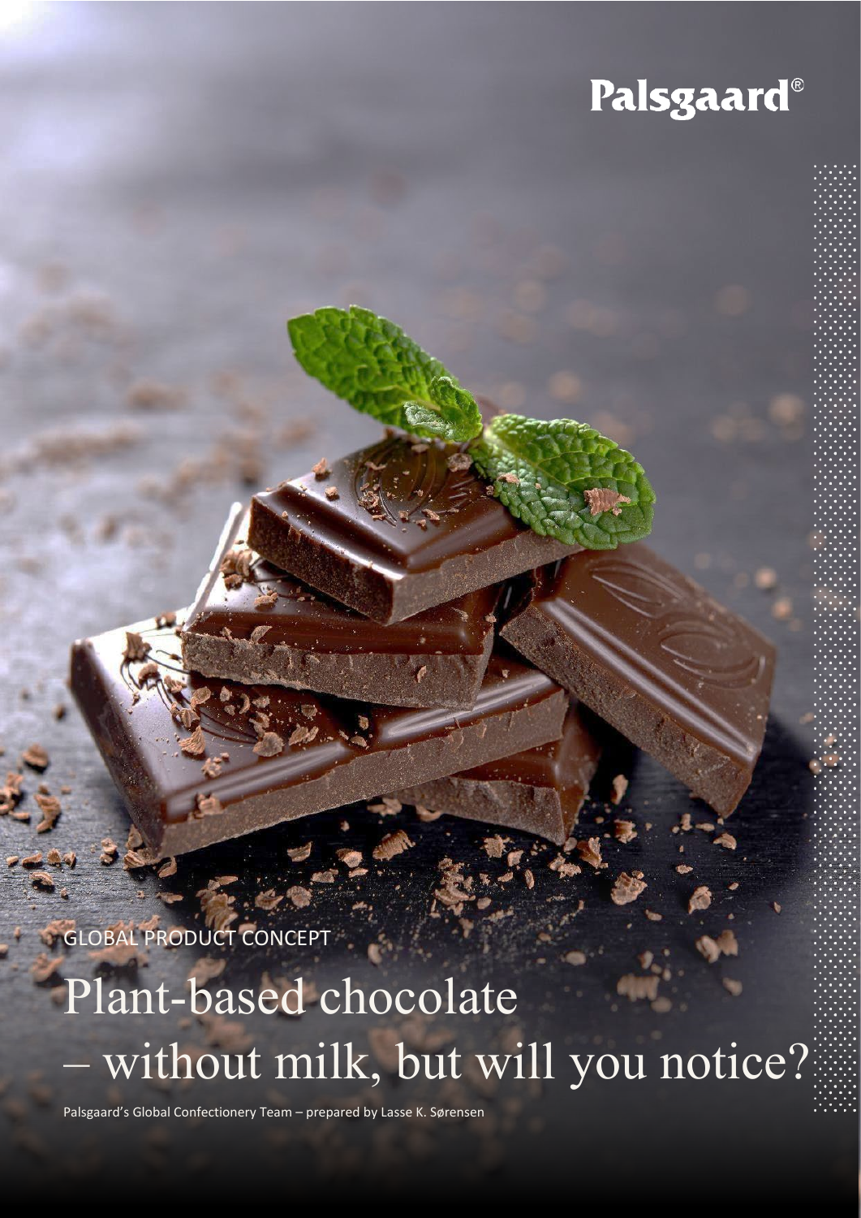Palsgaard®

GLOBAL PRODUCT CONCEPT

# Plant-based chocolate – without milk, but will you notice?

Palsgaard's Global Confectionery Team – prepared by Lasse K. Sørensen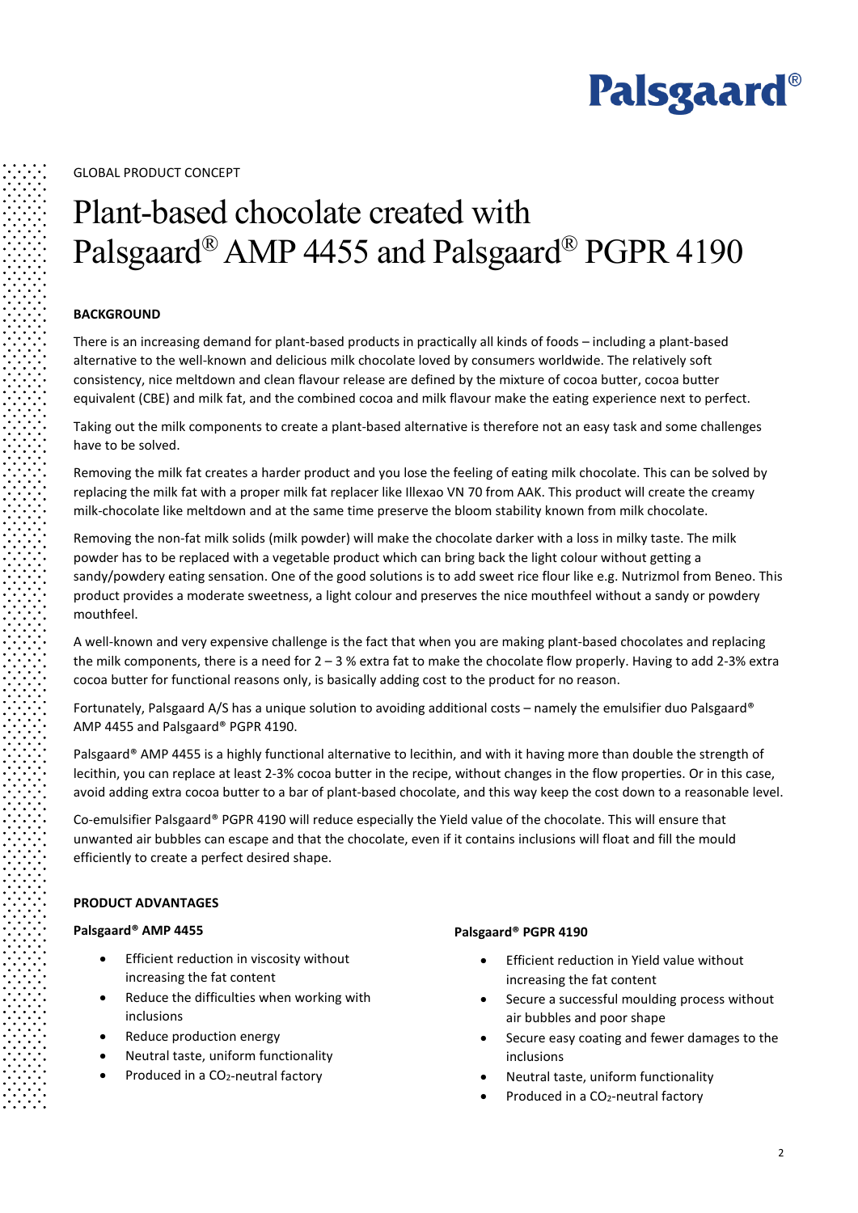GLOBAL PRODUCT CONCEPT

# Plant-based chocolate created with Palsgaard® AMP 4455 and Palsgaard® PGPR 4190

## BACKGROUND

There is an increasing demand for plant-based products in practically all kinds of foods – including a plant-based alternative to the well-known and delicious milk chocolate loved by consumers worldwide. The relatively soft consistency, nice meltdown and clean flavour release are defined by the mixture of cocoa butter, cocoa butter equivalent (CBE) and milk fat, and the combined cocoa and milk flavour make the eating experience next to perfect.

Taking out the milk components to create a plant-based alternative is therefore not an easy task and some challenges have to be solved.

Removing the milk fat creates a harder product and you lose the feeling of eating milk chocolate. This can be solved by replacing the milk fat with a proper milk fat replacer like Illexao VN 70 from AAK. This product will create the creamy milk-chocolate like meltdown and at the same time preserve the bloom stability known from milk chocolate.

Removing the non-fat milk solids (milk powder) will make the chocolate darker with a loss in milky taste. The milk powder has to be replaced with a vegetable product which can bring back the light colour without getting a sandy/powdery eating sensation. One of the good solutions is to add sweet rice flour like e.g. Nutrizmol from Beneo. This product provides a moderate sweetness, a light colour and preserves the nice mouthfeel without a sandy or powdery mouthfeel.

A well-known and very expensive challenge is the fact that when you are making plant-based chocolates and replacing the milk components, there is a need for 2 – 3 % extra fat to make the chocolate flow properly. Having to add 2-3% extra cocoa butter for functional reasons only, is basically adding cost to the product for no reason.

Fortunately, Palsgaard A/S has a unique solution to avoiding additional costs – namely the emulsifier duo Palsgaard® AMP 4455 and Palsgaard® PGPR 4190.

Palsgaard® AMP 4455 is a highly functional alternative to lecithin, and with it having more than double the strength of lecithin, you can replace at least 2-3% cocoa butter in the recipe, without changes in the flow properties. Or in this case, avoid adding extra cocoa butter to a bar of plant-based chocolate, and this way keep the cost down to a reasonable level.

Co-emulsifier Palsgaard® PGPR 4190 will reduce especially the Yield value of the chocolate. This will ensure that unwanted air bubbles can escape and that the chocolate, even if it contains inclusions will float and fill the mould efficiently to create a perfect desired shape.

## PRODUCT ADVANTAGES

### Palsgaard® AMP 4455

- Efficient reduction in viscosity without increasing the fat content
- Reduce the difficulties when working with inclusions
- Reduce production energy
- Neutral taste, uniform functionality
- Produced in a $CO_2$-neutral factory

### Palsgaard® PGPR 4190

- Efficient reduction in Yield value without increasing the fat content
- Secure a successful moulding process without air bubbles and poor shape
- Secure easy coating and fewer damages to the inclusions
- Neutral taste, uniform functionality
- Produced in a $CO_2$-neutral factory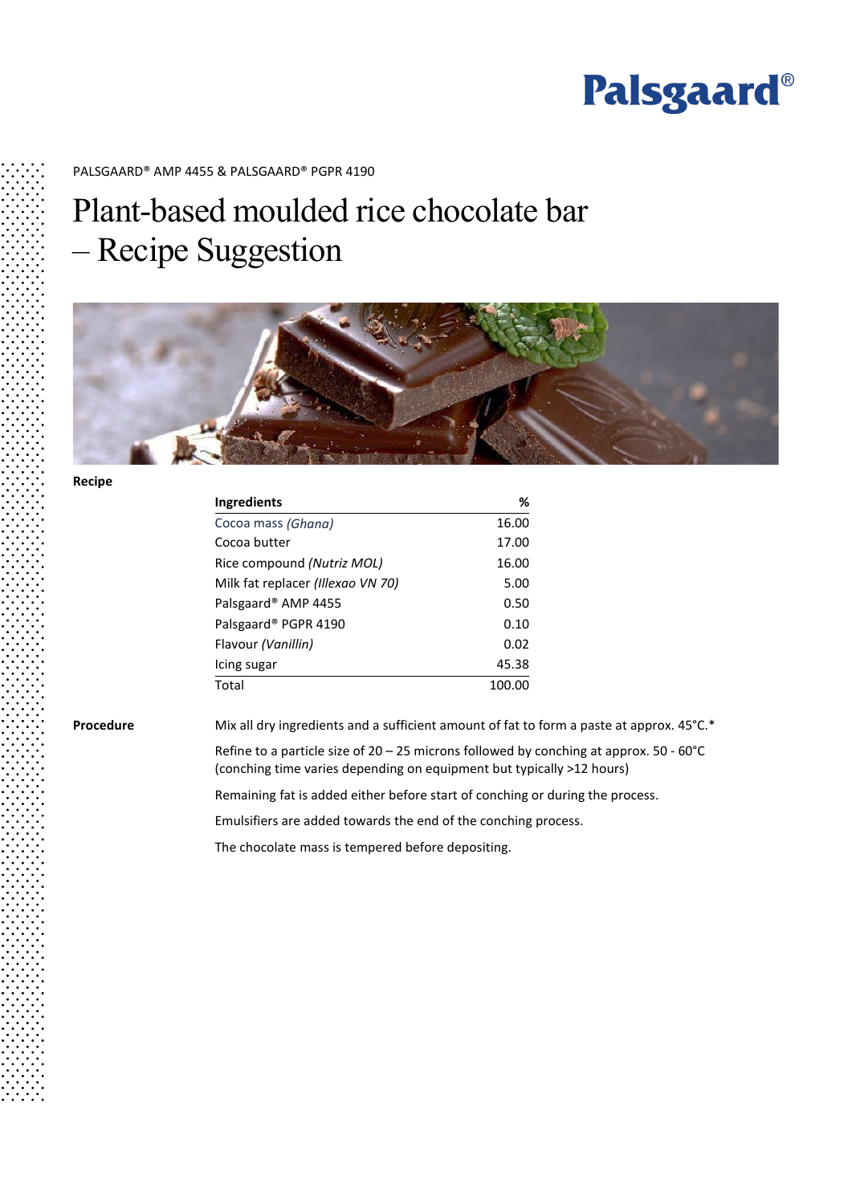PALSGAARD® AMP 4455 & PALSGAARD® PGPR 4190

# Plant-based moulded rice chocolate bar – Recipe Suggestion

**Recipe**

| Ingredients | % |
|---|---|
| Cocoa mass *(Ghana)* | 16.00 |
| Cocoa butter | 17.00 |
| Rice compound *(Nutriz MOL)* | 16.00 |
| Milk fat replacer *(Illexao VN 70)* | 5.00 |
| Palsgaard® AMP 4455 | 0.50 |
| Palsgaard® PGPR 4190 | 0.10 |
| Flavour *(Vanillin)* | 0.02 |
| Icing sugar | 45.38 |
| Total | 100.00 |

**Procedure**

Mix all dry ingredients and a sufficient amount of fat to form a paste at approx. 45°C.*

Refine to a particle size of 20 – 25 microns followed by conching at approx. 50 - 60°C (conching time varies depending on equipment but typically >12 hours)

Remaining fat is added either before start of conching or during the process.

Emulsifiers are added towards the end of the conching process.

The chocolate mass is tempered before depositing.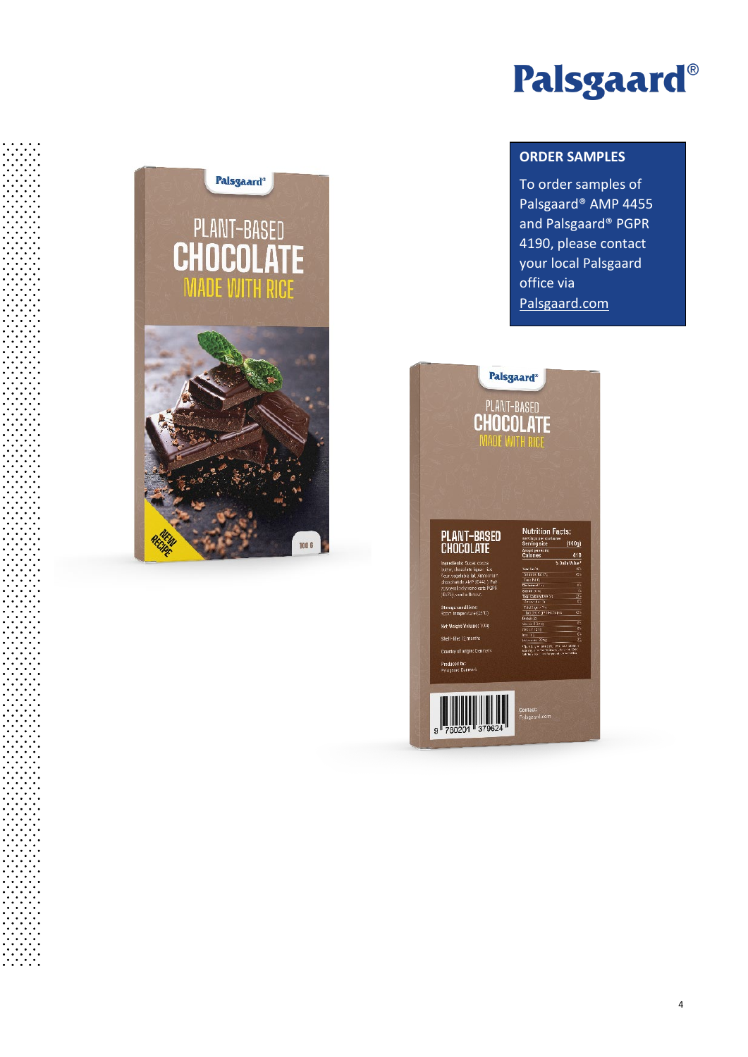## ORDER SAMPLES

To order samples of Palsgaard® AMP 4455 and Palsgaard® PGPR 4190, please contact your local Palsgaard office via Palsgaard.com